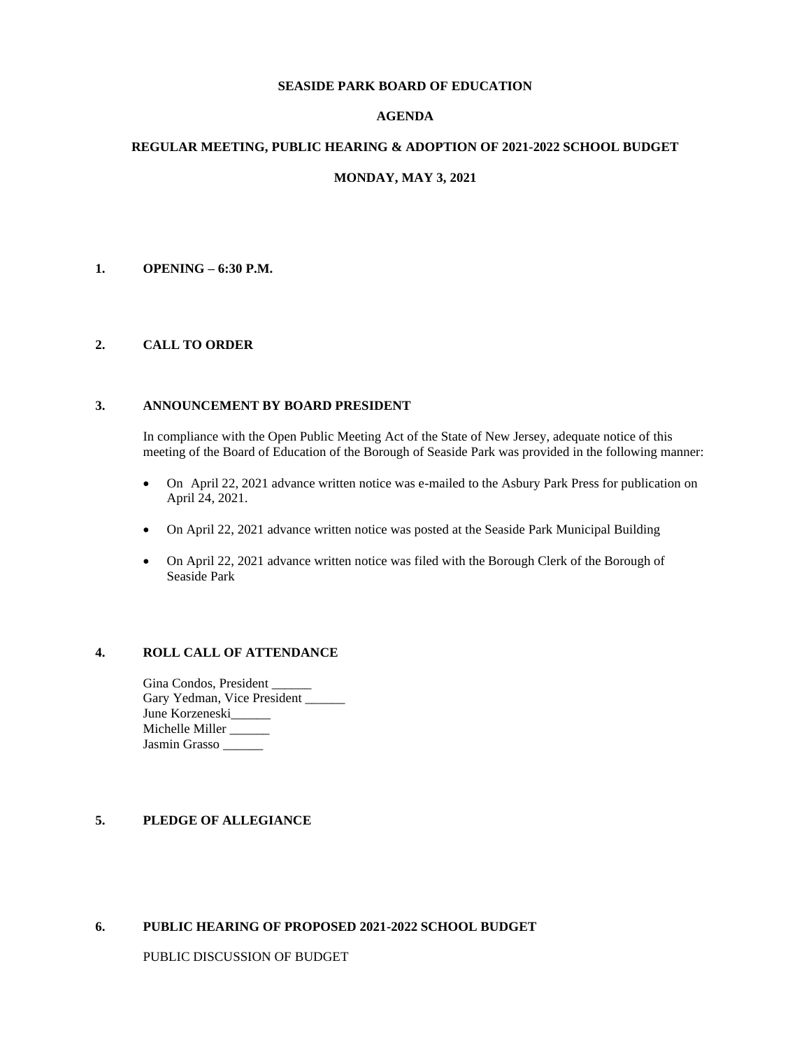# SEASIDE PARK BOARD OF EDUCATION

## AGENDA

## REGULAR MEETING, PUBLIC HEARING & ADOPTION OF 2021-2022 SCHOOL BUDGET

## MONDAY, MAY 3, 2021

**1. OPENING – 6:30 P.M.**

**2. CALL TO ORDER**

**3. ANNOUNCEMENT BY BOARD PRESIDENT**

In compliance with the Open Public Meeting Act of the State of New Jersey, adequate notice of this meeting of the Board of Education of the Borough of Seaside Park was provided in the following manner:

- On April 22, 2021 advance written notice was e-mailed to the Asbury Park Press for publication on April 24, 2021.
- On April 22, 2021 advance written notice was posted at the Seaside Park Municipal Building
- On April 22, 2021 advance written notice was filed with the Borough Clerk of the Borough of Seaside Park

**4. ROLL CALL OF ATTENDANCE**

Gina Condos, President ______
Gary Yedman, Vice President ______
June Korzeneski______
Michelle Miller ______
Jasmin Grasso ______

**5. PLEDGE OF ALLEGIANCE**

**6. PUBLIC HEARING OF PROPOSED 2021-2022 SCHOOL BUDGET**

PUBLIC DISCUSSION OF BUDGET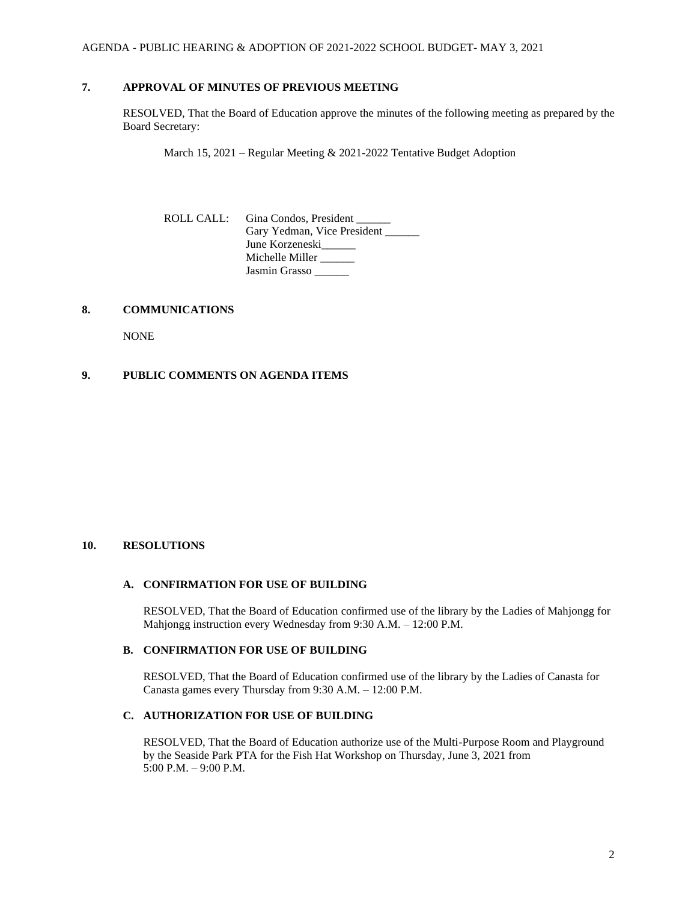## 7. APPROVAL OF MINUTES OF PREVIOUS MEETING

RESOLVED, That the Board of Education approve the minutes of the following meeting as prepared by the Board Secretary:

March 15, 2021 – Regular Meeting & 2021-2022 Tentative Budget Adoption

ROLL CALL: Gina Condos, President ______
Gary Yedman, Vice President ______
June Korzeneski______
Michelle Miller ______
Jasmin Grasso ______

## 8. COMMUNICATIONS

NONE

## 9. PUBLIC COMMENTS ON AGENDA ITEMS

## 10. RESOLUTIONS

### A. CONFIRMATION FOR USE OF BUILDING

RESOLVED, That the Board of Education confirmed use of the library by the Ladies of Mahjongg for Mahjongg instruction every Wednesday from 9:30 A.M. – 12:00 P.M.

### B. CONFIRMATION FOR USE OF BUILDING

RESOLVED, That the Board of Education confirmed use of the library by the Ladies of Canasta for Canasta games every Thursday from 9:30 A.M. – 12:00 P.M.

### C. AUTHORIZATION FOR USE OF BUILDING

RESOLVED, That the Board of Education authorize use of the Multi-Purpose Room and Playground by the Seaside Park PTA for the Fish Hat Workshop on Thursday, June 3, 2021 from 5:00 P.M. – 9:00 P.M.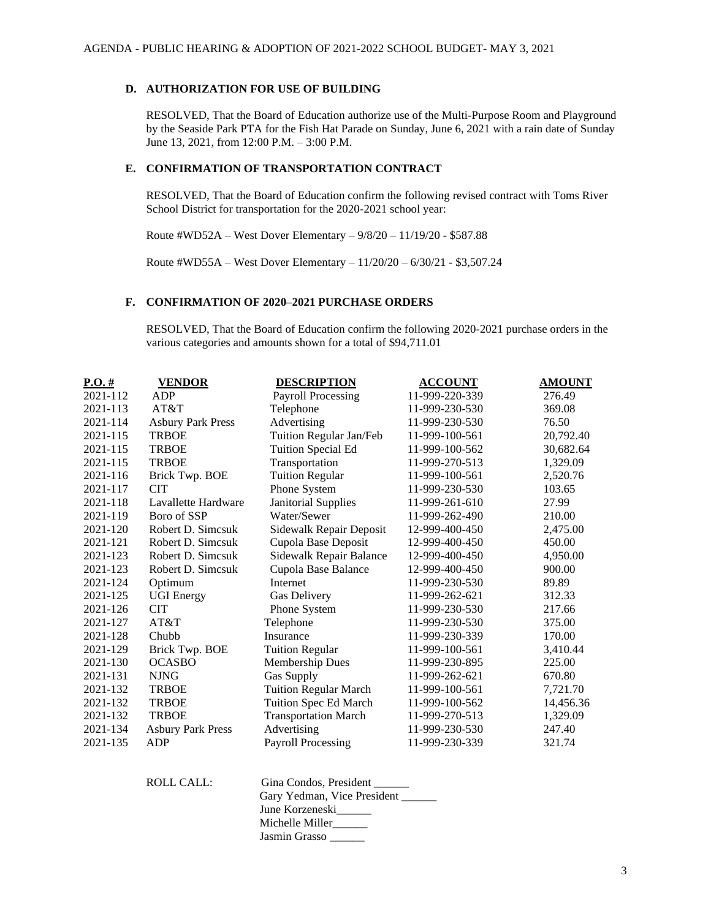### D. AUTHORIZATION FOR USE OF BUILDING

RESOLVED, That the Board of Education authorize use of the Multi-Purpose Room and Playground by the Seaside Park PTA for the Fish Hat Parade on Sunday, June 6, 2021 with a rain date of Sunday June 13, 2021, from 12:00 P.M. – 3:00 P.M.

### E. CONFIRMATION OF TRANSPORTATION CONTRACT

RESOLVED, That the Board of Education confirm the following revised contract with Toms River School District for transportation for the 2020-2021 school year:

Route #WD52A – West Dover Elementary – 9/8/20 – 11/19/20 - $587.88

Route #WD55A – West Dover Elementary – 11/20/20 – 6/30/21 - $3,507.24

### F. CONFIRMATION OF 2020–2021 PURCHASE ORDERS

RESOLVED, That the Board of Education confirm the following 2020-2021 purchase orders in the various categories and amounts shown for a total of $94,711.01

| P.O. # | VENDOR | DESCRIPTION | ACCOUNT | AMOUNT |
|---|---|---|---|---|
| 2021-112 | ADP | Payroll Processing | 11-999-220-339 | 276.49 |
| 2021-113 | AT&T | Telephone | 11-999-230-530 | 369.08 |
| 2021-114 | Asbury Park Press | Advertising | 11-999-230-530 | 76.50 |
| 2021-115 | TRBOE | Tuition Regular Jan/Feb | 11-999-100-561 | 20,792.40 |
| 2021-115 | TRBOE | Tuition Special Ed | 11-999-100-562 | 30,682.64 |
| 2021-115 | TRBOE | Transportation | 11-999-270-513 | 1,329.09 |
| 2021-116 | Brick Twp. BOE | Tuition Regular | 11-999-100-561 | 2,520.76 |
| 2021-117 | CIT | Phone System | 11-999-230-530 | 103.65 |
| 2021-118 | Lavallette Hardware | Janitorial Supplies | 11-999-261-610 | 27.99 |
| 2021-119 | Boro of SSP | Water/Sewer | 11-999-262-490 | 210.00 |
| 2021-120 | Robert D. Simcsuk | Sidewalk Repair Deposit | 12-999-400-450 | 2,475.00 |
| 2021-121 | Robert D. Simcsuk | Cupola Base Deposit | 12-999-400-450 | 450.00 |
| 2021-123 | Robert D. Simcsuk | Sidewalk Repair Balance | 12-999-400-450 | 4,950.00 |
| 2021-123 | Robert D. Simcsuk | Cupola Base Balance | 12-999-400-450 | 900.00 |
| 2021-124 | Optimum | Internet | 11-999-230-530 | 89.89 |
| 2021-125 | UGI Energy | Gas Delivery | 11-999-262-621 | 312.33 |
| 2021-126 | CIT | Phone System | 11-999-230-530 | 217.66 |
| 2021-127 | AT&T | Telephone | 11-999-230-530 | 375.00 |
| 2021-128 | Chubb | Insurance | 11-999-230-339 | 170.00 |
| 2021-129 | Brick Twp. BOE | Tuition Regular | 11-999-100-561 | 3,410.44 |
| 2021-130 | OCASBO | Membership Dues | 11-999-230-895 | 225.00 |
| 2021-131 | NJNG | Gas Supply | 11-999-262-621 | 670.80 |
| 2021-132 | TRBOE | Tuition Regular March | 11-999-100-561 | 7,721.70 |
| 2021-132 | TRBOE | Tuition Spec Ed March | 11-999-100-562 | 14,456.36 |
| 2021-132 | TRBOE | Transportation March | 11-999-270-513 | 1,329.09 |
| 2021-134 | Asbury Park Press | Advertising | 11-999-230-530 | 247.40 |
| 2021-135 | ADP | Payroll Processing | 11-999-230-339 | 321.74 |

ROLL CALL:
Gina Condos, President ______
Gary Yedman, Vice President ______
June Korzeneski______
Michelle Miller______
Jasmin Grasso ______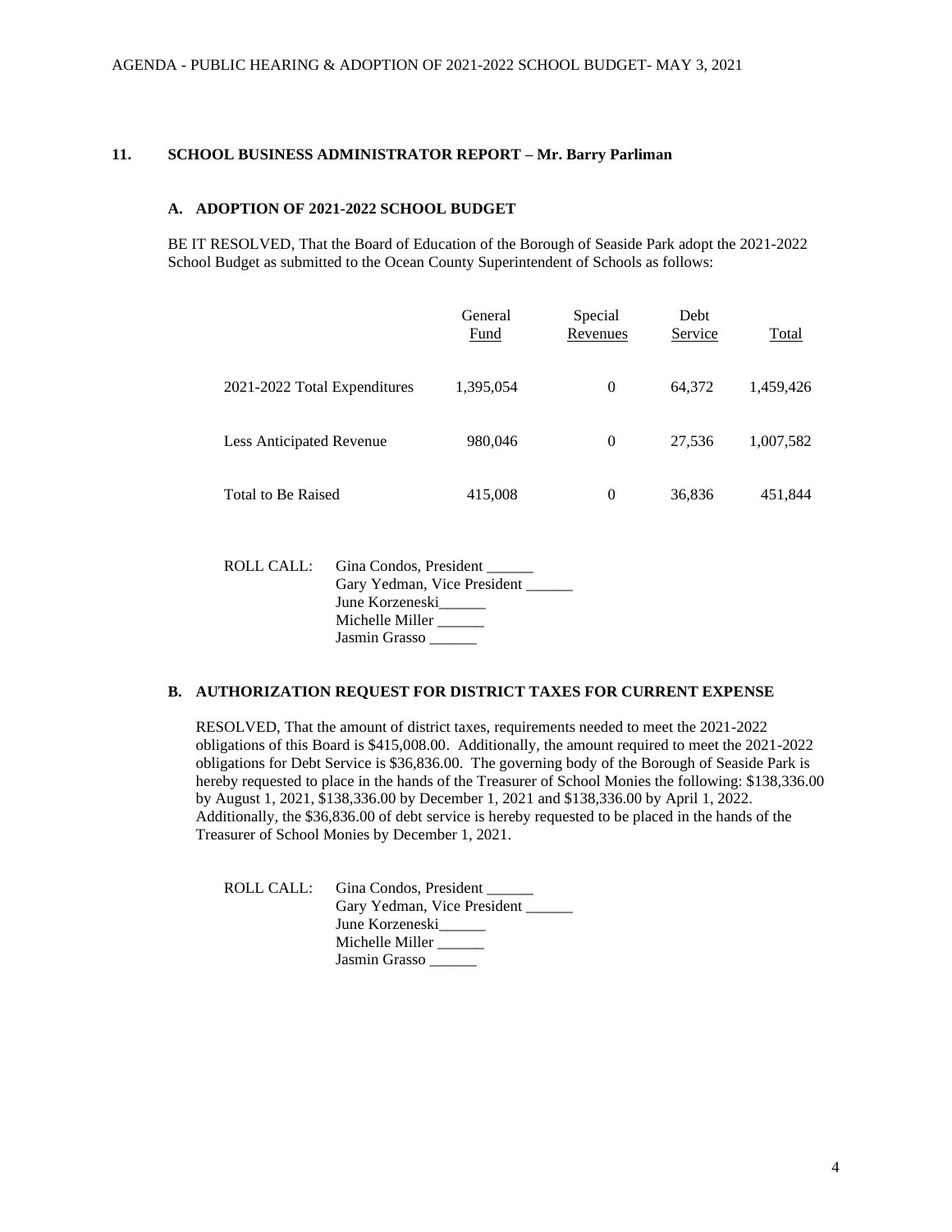## 11. SCHOOL BUSINESS ADMINISTRATOR REPORT – Mr. Barry Parliman

### A. ADOPTION OF 2021-2022 SCHOOL BUDGET

BE IT RESOLVED, That the Board of Education of the Borough of Seaside Park adopt the 2021-2022 School Budget as submitted to the Ocean County Superintendent of Schools as follows:

| | General Fund | Special Revenues | Debt Service | Total |
|---|---|---|---|---|
| 2021-2022 Total Expenditures | 1,395,054 | 0 | 64,372 | 1,459,426 |
| Less Anticipated Revenue | 980,046 | 0 | 27,536 | 1,007,582 |
| Total to Be Raised | 415,008 | 0 | 36,836 | 451,844 |

ROLL CALL: Gina Condos, President ______
Gary Yedman, Vice President ______
June Korzeneski______
Michelle Miller ______
Jasmin Grasso ______

### B. AUTHORIZATION REQUEST FOR DISTRICT TAXES FOR CURRENT EXPENSE

RESOLVED, That the amount of district taxes, requirements needed to meet the 2021-2022 obligations of this Board is $415,008.00. Additionally, the amount required to meet the 2021-2022 obligations for Debt Service is $36,836.00. The governing body of the Borough of Seaside Park is hereby requested to place in the hands of the Treasurer of School Monies the following: $138,336.00 by August 1, 2021, $138,336.00 by December 1, 2021 and $138,336.00 by April 1, 2022. Additionally, the $36,836.00 of debt service is hereby requested to be placed in the hands of the Treasurer of School Monies by December 1, 2021.

ROLL CALL: Gina Condos, President ______
Gary Yedman, Vice President ______
June Korzeneski______
Michelle Miller ______
Jasmin Grasso ______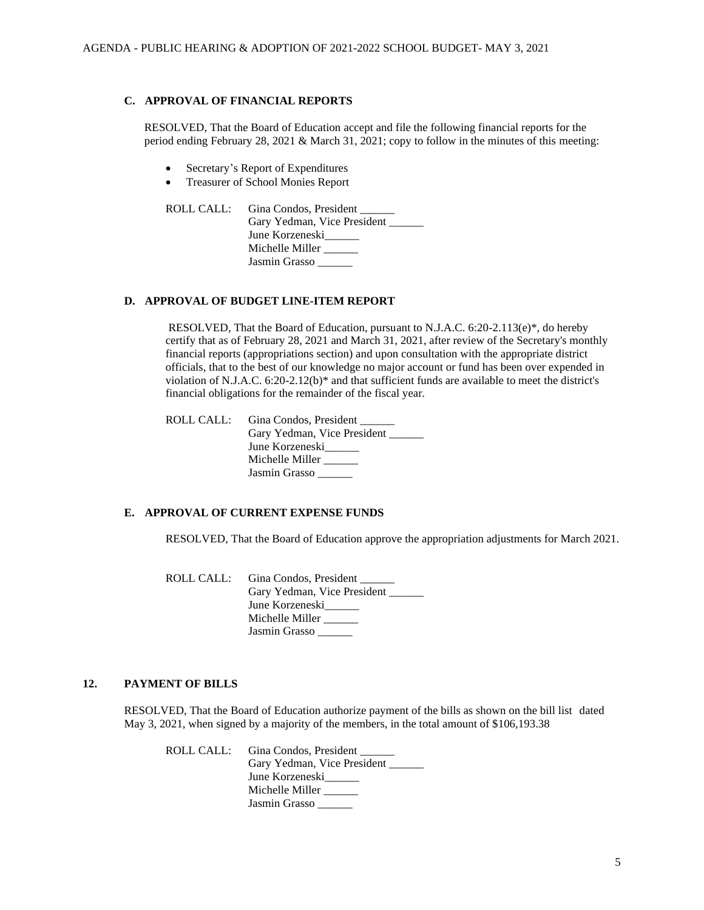### C. APPROVAL OF FINANCIAL REPORTS

RESOLVED, That the Board of Education accept and file the following financial reports for the period ending February 28, 2021 & March 31, 2021; copy to follow in the minutes of this meeting:

- Secretary's Report of Expenditures
- Treasurer of School Monies Report

ROLL CALL: Gina Condos, President ______
Gary Yedman, Vice President ______
June Korzeneski______
Michelle Miller ______
Jasmin Grasso ______

### D. APPROVAL OF BUDGET LINE-ITEM REPORT

RESOLVED, That the Board of Education, pursuant to N.J.A.C. 6:20-2.113(e)*, do hereby certify that as of February 28, 2021 and March 31, 2021, after review of the Secretary's monthly financial reports (appropriations section) and upon consultation with the appropriate district officials, that to the best of our knowledge no major account or fund has been over expended in violation of N.J.A.C. 6:20-2.12(b)* and that sufficient funds are available to meet the district's financial obligations for the remainder of the fiscal year.

ROLL CALL: Gina Condos, President ______
Gary Yedman, Vice President ______
June Korzeneski______
Michelle Miller ______
Jasmin Grasso ______

### E. APPROVAL OF CURRENT EXPENSE FUNDS

RESOLVED, That the Board of Education approve the appropriation adjustments for March 2021.

ROLL CALL: Gina Condos, President ______
Gary Yedman, Vice President ______
June Korzeneski______
Michelle Miller ______
Jasmin Grasso ______

## 12. PAYMENT OF BILLS

RESOLVED, That the Board of Education authorize payment of the bills as shown on the bill list dated May 3, 2021, when signed by a majority of the members, in the total amount of $106,193.38

ROLL CALL: Gina Condos, President ______
Gary Yedman, Vice President ______
June Korzeneski______
Michelle Miller ______
Jasmin Grasso ______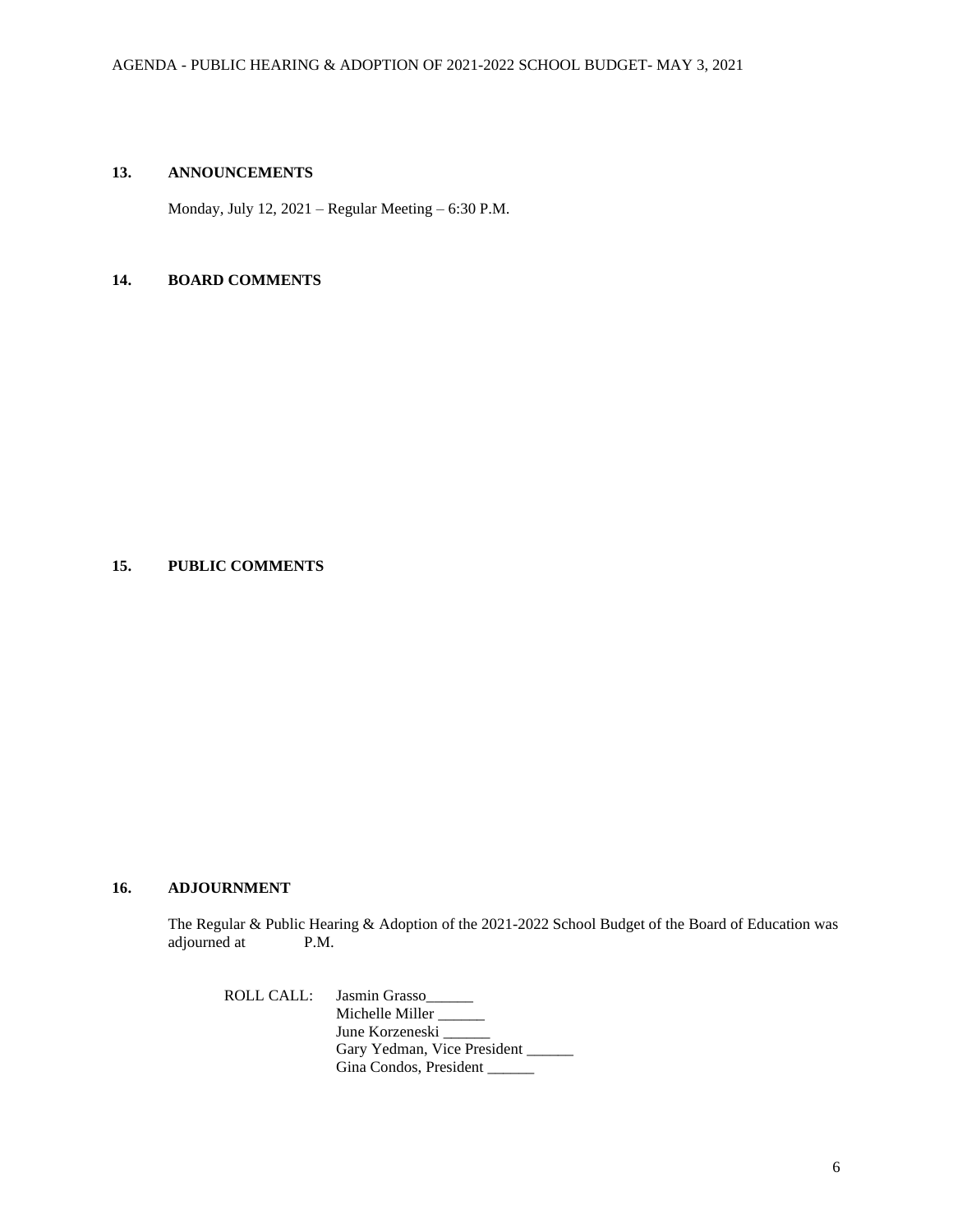## 13. ANNOUNCEMENTS

Monday, July 12, 2021 – Regular Meeting – 6:30 P.M.

## 14. BOARD COMMENTS

## 15. PUBLIC COMMENTS

## 16. ADJOURNMENT

The Regular & Public Hearing & Adoption of the 2021-2022 School Budget of the Board of Education was adjourned at P.M.

ROLL CALL: Jasmin Grasso______
Michelle Miller ______
June Korzeneski ______
Gary Yedman, Vice President ______
Gina Condos, President ______